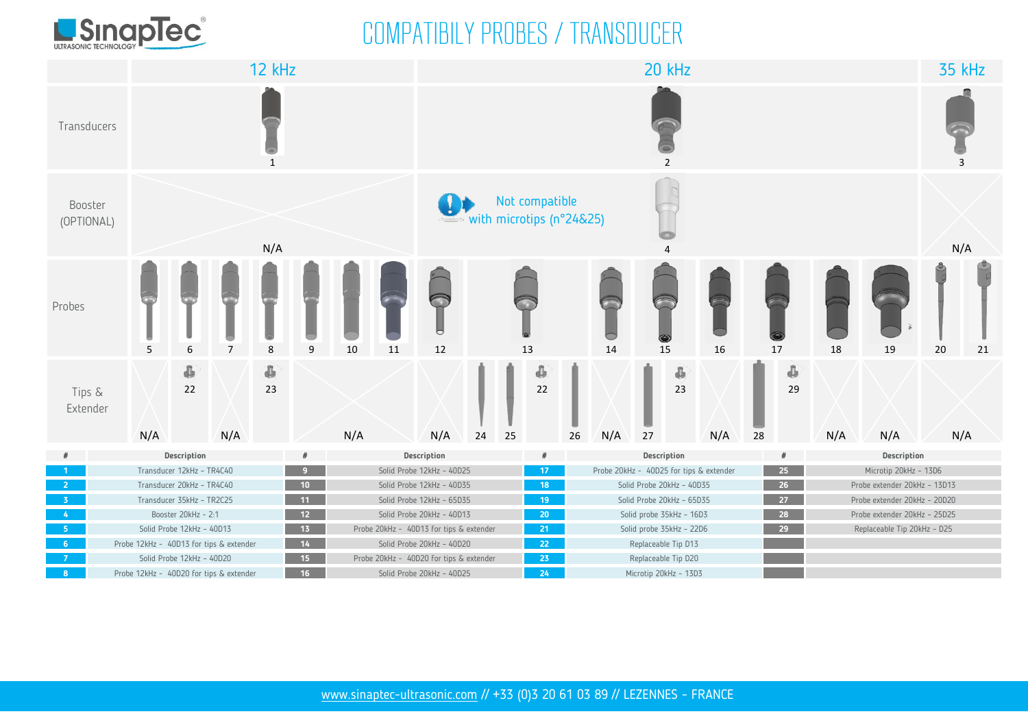# COMPATIBILY PROBES / TRANSDUCER

| | 12 kHz | 20 kHz | 35 kHz |
|---|---|---|---|
| Transducers | 1 | 2 | 3 |
| Booster (OPTIONAL) | N/A | 4 — Not compatible with microtips (n°24&25) | N/A |
| Probes | 5, 6, 7, 8, 9, 10, 11 | 12, 13, 14, 15, 16, 17, 18, 19 | 20, 21 |

| Probe | Tips & Extender |
|---|---|
| 5 | N/A |
| 6 | 22 |
| 7 | N/A |
| 8 | 23 |
| 9 | N/A |
| 10 | N/A |
| 11 | N/A |
| 12 | N/A |
| 13 | 24, 25, 22, 26 |
| 14 | N/A |
| 15 | 27, 23 |
| 16 | N/A |
| 17 | 28, 29 |
| 18 | N/A |
| 19 | N/A |
| 20 | N/A |
| 21 | N/A |

| # | Description | # | Description | # | Description | # | Description |
|---|---|---|---|---|---|---|---|
| 1 | Transducer 12kHz – TR4C40 | 9 | Solid Probe 12kHz – 40D25 | 17 | Probe 20kHz - 40D25 for tips & extender | 25 | Microtip 20kHz – 13D6 |
| 2 | Transducer 20kHz – TR4C40 | 10 | Solid Probe 12kHz – 40D35 | 18 | Solid Probe 20kHz – 40D35 | 26 | Probe extender 20kHz – 13D13 |
| 3 | Transducer 35kHz – TR2C25 | 11 | Solid Probe 12kHz – 65D35 | 19 | Solid Probe 20kHz – 65D35 | 27 | Probe extender 20kHz – 20D20 |
| 4 | Booster 20kHz – 2:1 | 12 | Solid Probe 20kHz – 40D13 | 20 | Solid probe 35kHz – 16D3 | 28 | Probe extender 20kHz – 25D25 |
| 5 | Solid Probe 12kHz – 40D13 | 13 | Probe 20kHz - 40D13 for tips & extender | 21 | Solid probe 35kHz – 22D6 | 29 | Replaceable Tip 20kHz – D25 |
| 6 | Probe 12kHz - 40D13 for tips & extender | 14 | Solid Probe 20kHz – 40D20 | 22 | Replaceable Tip D13 | | |
| 7 | Solid Probe 12kHz – 40D20 | 15 | Probe 20kHz - 40D20 for tips & extender | 23 | Replaceable Tip D20 | | |
| 8 | Probe 12kHz - 40D20 for tips & extender | 16 | Solid Probe 20kHz – 40D25 | 24 | Microtip 20kHz – 13D3 | | |

www.sinaptec-ultrasonic.com // +33 (0)3 20 61 03 89 // LEZENNES - FRANCE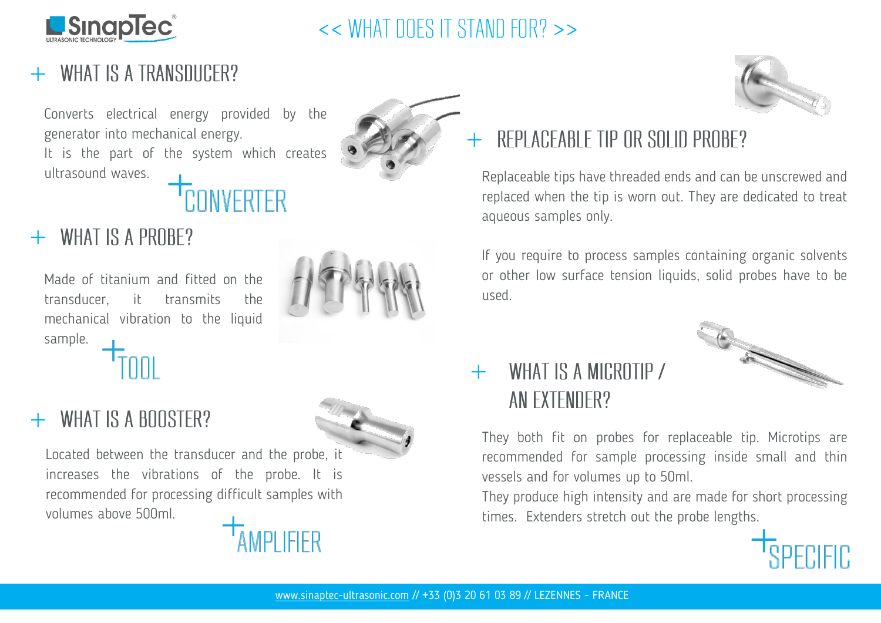# << WHAT DOES IT STAND FOR? >>

## + WHAT IS A TRANSDUCER?

Converts electrical energy provided by the generator into mechanical energy.
It is the part of the system which creates ultrasound waves.

+CONVERTER

## + WHAT IS A PROBE?

Made of titanium and fitted on the transducer, it transmits the mechanical vibration to the liquid sample.

+TOOL

## + WHAT IS A BOOSTER?

Located between the transducer and the probe, it increases the vibrations of the probe. It is recommended for processing difficult samples with volumes above 500ml.

+AMPLIFIER

## + REPLACEABLE TIP OR SOLID PROBE?

Replaceable tips have threaded ends and can be unscrewed and replaced when the tip is worn out. They are dedicated to treat aqueous samples only.

If you require to process samples containing organic solvents or other low surface tension liquids, solid probes have to be used.

## + WHAT IS A MICROTIP / AN EXTENDER?

They both fit on probes for replaceable tip. Microtips are recommended for sample processing inside small and thin vessels and for volumes up to 50ml.
They produce high intensity and are made for short processing times. Extenders stretch out the probe lengths.

+SPECIFIC

www.sinaptec-ultrasonic.com // +33 (0)3 20 61 03 89 // LEZENNES - FRANCE